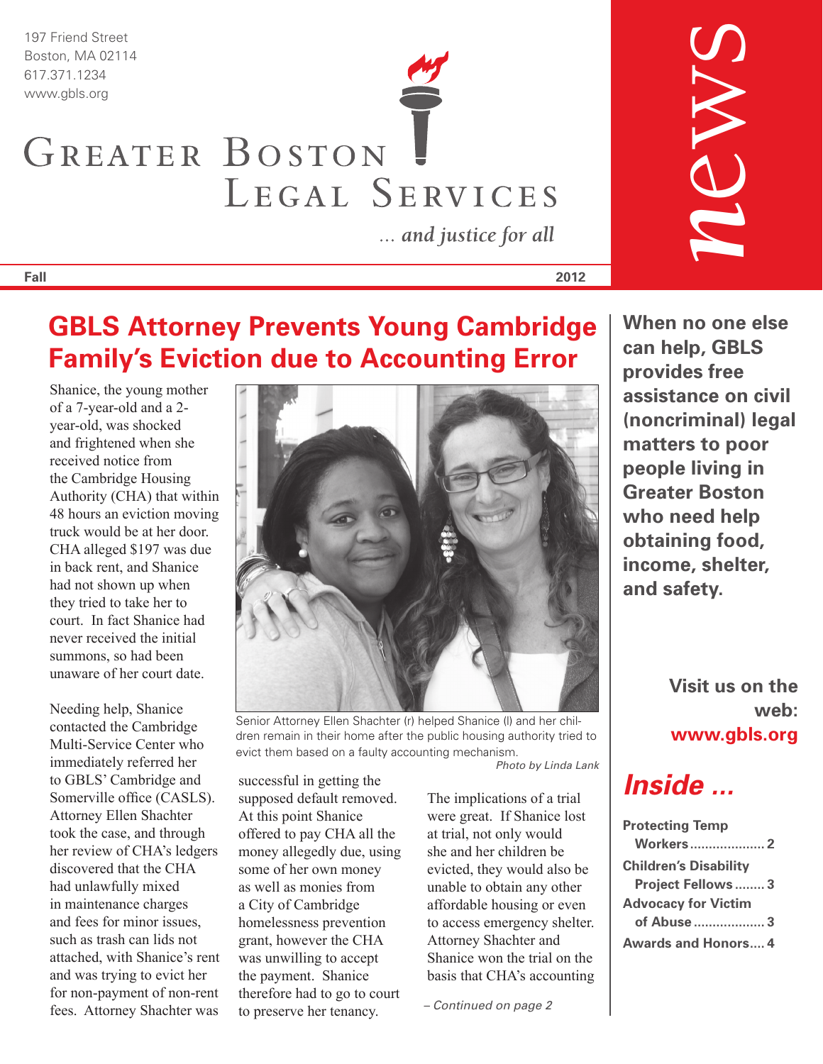197 Friend Street
Boston, MA 02114
617.371.1234
www.gbls.org

# Greater Boston Legal Services

*... and justice for all*

**news**

**Fall** **2012**

## GBLS Attorney Prevents Young Cambridge Family's Eviction due to Accounting Error

Shanice, the young mother of a 7-year-old and a 2-year-old, was shocked and frightened when she received notice from the Cambridge Housing Authority (CHA) that within 48 hours an eviction moving truck would be at her door. CHA alleged $197 was due in back rent, and Shanice had not shown up when they tried to take her to court. In fact Shanice had never received the initial summons, so had been unaware of her court date.

Needing help, Shanice contacted the Cambridge Multi-Service Center who immediately referred her to GBLS' Cambridge and Somerville office (CASLS). Attorney Ellen Shachter took the case, and through her review of CHA's ledgers discovered that the CHA had unlawfully mixed in maintenance charges and fees for minor issues, such as trash can lids not attached, with Shanice's rent and was trying to evict her for non-payment of non-rent fees. Attorney Shachter was successful in getting the supposed default removed. At this point Shanice offered to pay CHA all the money allegedly due, using some of her own money as well as monies from a City of Cambridge homelessness prevention grant, however the CHA was unwilling to accept the payment. Shanice therefore had to go to court to preserve her tenancy.

Senior Attorney Ellen Shachter (r) helped Shanice (l) and her children remain in their home after the public housing authority tried to evict them based on a faulty accounting mechanism.
*Photo by Linda Lank*

The implications of a trial were great. If Shanice lost at trial, not only would she and her children be evicted, they would also be unable to obtain any other affordable housing or even to access emergency shelter. Attorney Shachter and Shanice won the trial on the basis that CHA's accounting

*– Continued on page 2*

**When no one else can help, GBLS provides free assistance on civil (noncriminal) legal matters to poor people living in Greater Boston who need help obtaining food, income, shelter, and safety.**

**Visit us on the web: www.gbls.org**

## *Inside ...*

- **Protecting Temp Workers** .................... 2
- **Children's Disability Project Fellows** ........ 3
- **Advocacy for Victim of Abuse** ................... 3
- **Awards and Honors**.... 4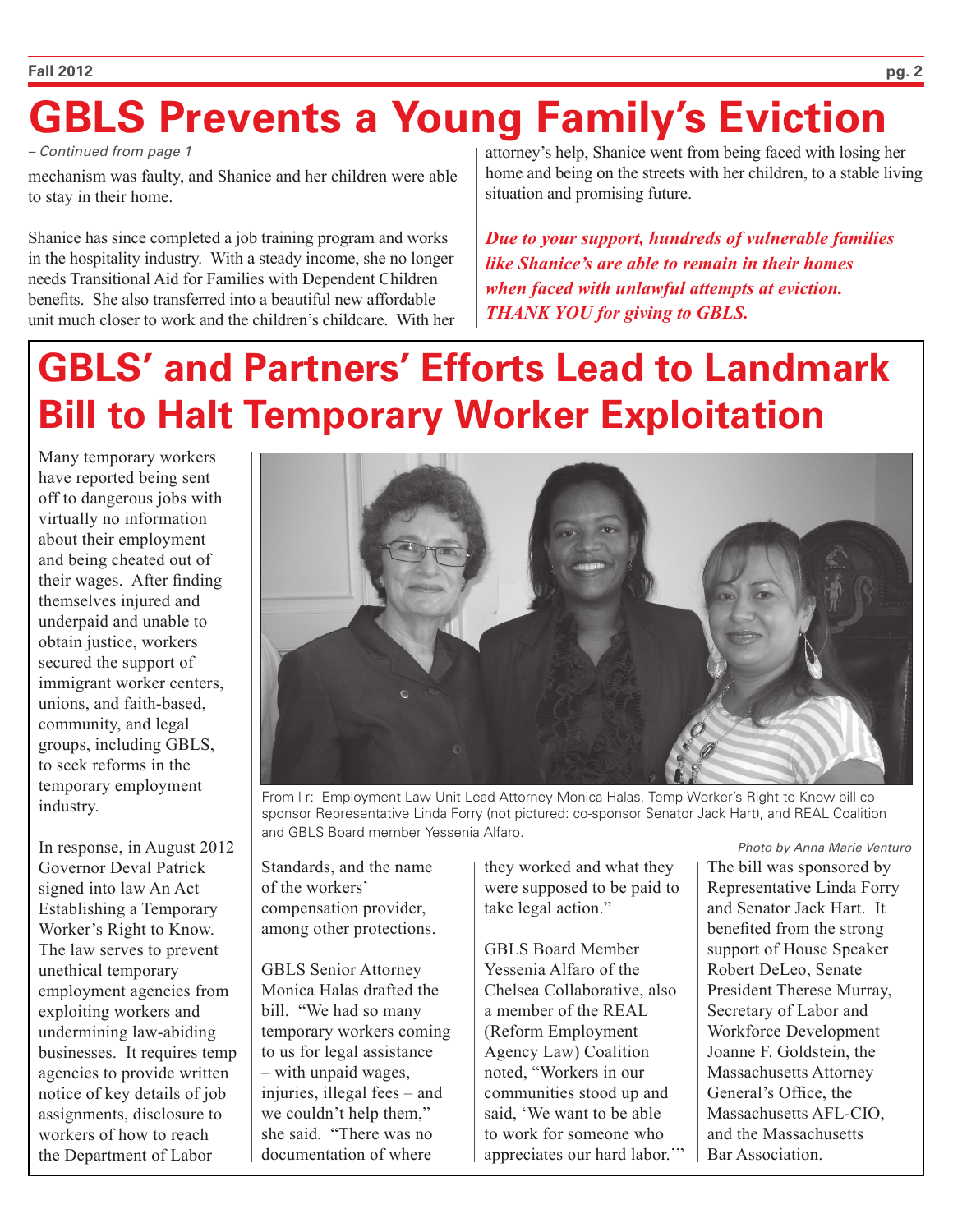# GBLS Prevents a Young Family's Eviction

*– Continued from page 1*

mechanism was faulty, and Shanice and her children were able to stay in their home.

Shanice has since completed a job training program and works in the hospitality industry. With a steady income, she no longer needs Transitional Aid for Families with Dependent Children benefits. She also transferred into a beautiful new affordable unit much closer to work and the children's childcare. With her attorney's help, Shanice went from being faced with losing her home and being on the streets with her children, to a stable living situation and promising future.

***Due to your support, hundreds of vulnerable families like Shanice's are able to remain in their homes when faced with unlawful attempts at eviction. THANK YOU for giving to GBLS.***

# GBLS' and Partners' Efforts Lead to Landmark Bill to Halt Temporary Worker Exploitation

Many temporary workers have reported being sent off to dangerous jobs with virtually no information about their employment and being cheated out of their wages. After finding themselves injured and underpaid and unable to obtain justice, workers secured the support of immigrant worker centers, unions, and faith-based, community, and legal groups, including GBLS, to seek reforms in the temporary employment industry.

From l-r: Employment Law Unit Lead Attorney Monica Halas, Temp Worker's Right to Know bill co-sponsor Representative Linda Forry (not pictured: co-sponsor Senator Jack Hart), and REAL Coalition and GBLS Board member Yessenia Alfaro.

*Photo by Anna Marie Venturo*

In response, in August 2012 Governor Deval Patrick signed into law An Act Establishing a Temporary Worker's Right to Know. The law serves to prevent unethical temporary employment agencies from exploiting workers and undermining law-abiding businesses. It requires temp agencies to provide written notice of key details of job assignments, disclosure to workers of how to reach the Department of Labor Standards, and the name of the workers' compensation provider, among other protections.

GBLS Senior Attorney Monica Halas drafted the bill. "We had so many temporary workers coming to us for legal assistance – with unpaid wages, injuries, illegal fees – and we couldn't help them," she said. "There was no documentation of where they worked and what they were supposed to be paid to take legal action."

GBLS Board Member Yessenia Alfaro of the Chelsea Collaborative, also a member of the REAL (Reform Employment Agency Law) Coalition noted, "Workers in our communities stood up and said, 'We want to be able to work for someone who appreciates our hard labor.'"

The bill was sponsored by Representative Linda Forry and Senator Jack Hart. It benefited from the strong support of House Speaker Robert DeLeo, Senate President Therese Murray, Secretary of Labor and Workforce Development Joanne F. Goldstein, the Massachusetts Attorney General's Office, the Massachusetts AFL-CIO, and the Massachusetts Bar Association.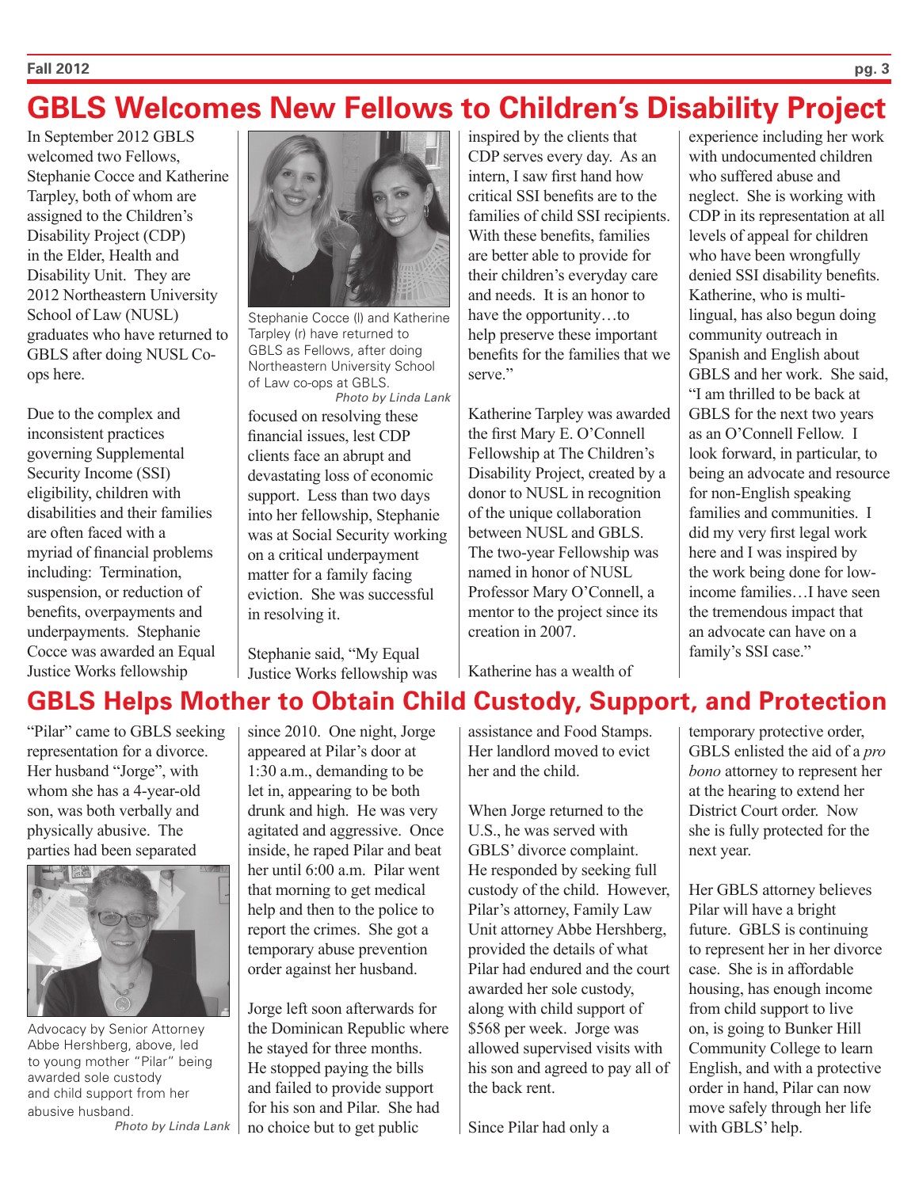# GBLS Welcomes New Fellows to Children's Disability Project

In September 2012 GBLS welcomed two Fellows, Stephanie Cocce and Katherine Tarpley, both of whom are assigned to the Children's Disability Project (CDP) in the Elder, Health and Disability Unit. They are 2012 Northeastern University School of Law (NUSL) graduates who have returned to GBLS after doing NUSL Co-ops here.

Stephanie Cocce (l) and Katherine Tarpley (r) have returned to GBLS as Fellows, after doing Northeastern University School of Law co-ops at GBLS.
*Photo by Linda Lank*

Due to the complex and inconsistent practices governing Supplemental Security Income (SSI) eligibility, children with disabilities and their families are often faced with a myriad of financial problems including: Termination, suspension, or reduction of benefits, overpayments and underpayments. Stephanie Cocce was awarded an Equal Justice Works fellowship focused on resolving these financial issues, lest CDP clients face an abrupt and devastating loss of economic support. Less than two days into her fellowship, Stephanie was at Social Security working on a critical underpayment matter for a family facing eviction. She was successful in resolving it.

Stephanie said, "My Equal Justice Works fellowship was inspired by the clients that CDP serves every day. As an intern, I saw first hand how critical SSI benefits are to the families of child SSI recipients. With these benefits, families are better able to provide for their children's everyday care and needs. It is an honor to have the opportunity…to help preserve these important benefits for the families that we serve."

Katherine Tarpley was awarded the first Mary E. O'Connell Fellowship at The Children's Disability Project, created by a donor to NUSL in recognition of the unique collaboration between NUSL and GBLS. The two-year Fellowship was named in honor of NUSL Professor Mary O'Connell, a mentor to the project since its creation in 2007.

Katherine has a wealth of experience including her work with undocumented children who suffered abuse and neglect. She is working with CDP in its representation at all levels of appeal for children who have been wrongfully denied SSI disability benefits. Katherine, who is multi-lingual, has also begun doing community outreach in Spanish and English about GBLS and her work. She said, "I am thrilled to be back at GBLS for the next two years as an O'Connell Fellow. I look forward, in particular, to being an advocate and resource for non-English speaking families and communities. I did my very first legal work here and I was inspired by the work being done for low-income families…I have seen the tremendous impact that an advocate can have on a family's SSI case."

# GBLS Helps Mother to Obtain Child Custody, Support, and Protection

"Pilar" came to GBLS seeking representation for a divorce. Her husband "Jorge", with whom she has a 4-year-old son, was both verbally and physically abusive. The parties had been separated since 2010. One night, Jorge appeared at Pilar's door at 1:30 a.m., demanding to be let in, appearing to be both drunk and high. He was very agitated and aggressive. Once inside, he raped Pilar and beat her until 6:00 a.m. Pilar went that morning to get medical help and then to the police to report the crimes. She got a temporary abuse prevention order against her husband.

Advocacy by Senior Attorney Abbe Hershberg, above, led to young mother "Pilar" being awarded sole custody and child support from her abusive husband.
*Photo by Linda Lank*

Jorge left soon afterwards for the Dominican Republic where he stayed for three months. He stopped paying the bills and failed to provide support for his son and Pilar. She had no choice but to get public assistance and Food Stamps. Her landlord moved to evict her and the child.

When Jorge returned to the U.S., he was served with GBLS' divorce complaint. He responded by seeking full custody of the child. However, Pilar's attorney, Family Law Unit attorney Abbe Hershberg, provided the details of what Pilar had endured and the court awarded her sole custody, along with child support of $568 per week. Jorge was allowed supervised visits with his son and agreed to pay all of the back rent.

Since Pilar had only a temporary protective order, GBLS enlisted the aid of a *pro bono* attorney to represent her at the hearing to extend her District Court order. Now she is fully protected for the next year.

Her GBLS attorney believes Pilar will have a bright future. GBLS is continuing to represent her in her divorce case. She is in affordable housing, has enough income from child support to live on, is going to Bunker Hill Community College to learn English, and with a protective order in hand, Pilar can now move safely through her life with GBLS' help.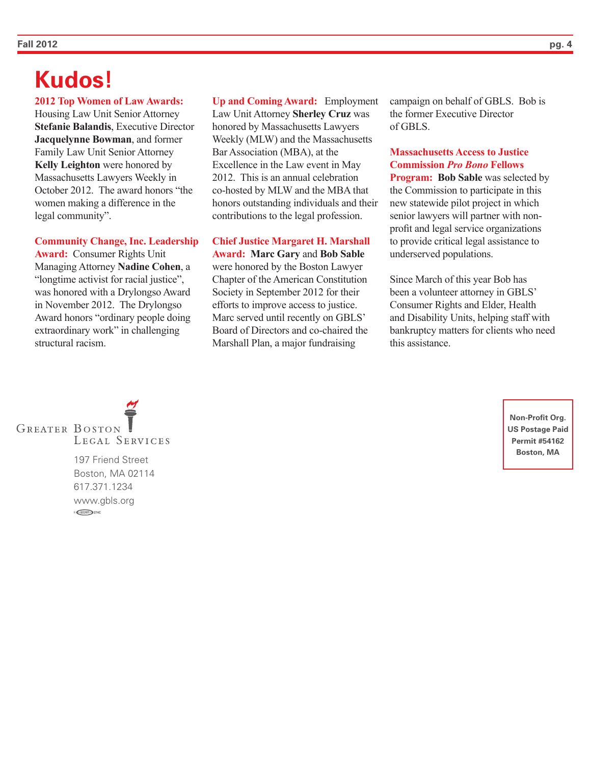# Kudos!

**2012 Top Women of Law Awards:** Housing Law Unit Senior Attorney **Stefanie Balandis**, Executive Director **Jacquelynne Bowman**, and former Family Law Unit Senior Attorney **Kelly Leighton** were honored by Massachusetts Lawyers Weekly in October 2012. The award honors "the women making a difference in the legal community".

**Community Change, Inc. Leadership Award:** Consumer Rights Unit Managing Attorney **Nadine Cohen**, a "longtime activist for racial justice", was honored with a Drylongso Award in November 2012. The Drylongso Award honors "ordinary people doing extraordinary work" in challenging structural racism.

**Up and Coming Award:** Employment Law Unit Attorney **Sherley Cruz** was honored by Massachusetts Lawyers Weekly (MLW) and the Massachusetts Bar Association (MBA), at the Excellence in the Law event in May 2012. This is an annual celebration co-hosted by MLW and the MBA that honors outstanding individuals and their contributions to the legal profession.

**Chief Justice Margaret H. Marshall Award:** **Marc Gary** and **Bob Sable** were honored by the Boston Lawyer Chapter of the American Constitution Society in September 2012 for their efforts to improve access to justice. Marc served until recently on GBLS' Board of Directors and co-chaired the Marshall Plan, a major fundraising campaign on behalf of GBLS. Bob is the former Executive Director of GBLS.

**Massachusetts Access to Justice Commission *Pro Bono* Fellows Program:** **Bob Sable** was selected by the Commission to participate in this new statewide pilot project in which senior lawyers will partner with non-profit and legal service organizations to provide critical legal assistance to underserved populations.

Since March of this year Bob has been a volunteer attorney in GBLS' Consumer Rights and Elder, Health and Disability Units, helping staff with bankruptcy matters for clients who need this assistance.

Greater Boston Legal Services
197 Friend Street
Boston, MA 02114
617.371.1234
www.gbls.org

Non-Profit Org.
US Postage Paid
Permit #54162
Boston, MA